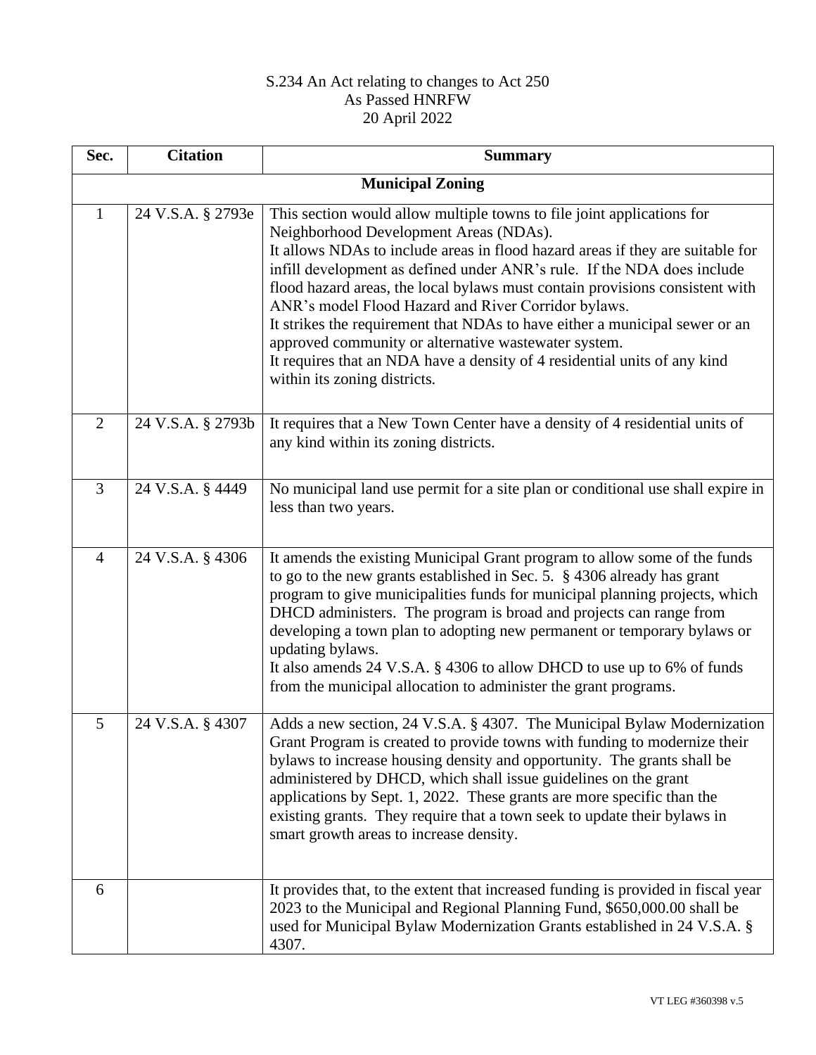S.234 An Act relating to changes to Act 250
As Passed HNRFW
20 April 2022

| Sec. | Citation | Summary |
|---|---|---|
| **Municipal Zoning** | | |
| 1 | 24 V.S.A. § 2793e | This section would allow multiple towns to file joint applications for Neighborhood Development Areas (NDAs).<br>It allows NDAs to include areas in flood hazard areas if they are suitable for infill development as defined under ANR's rule. If the NDA does include flood hazard areas, the local bylaws must contain provisions consistent with ANR's model Flood Hazard and River Corridor bylaws.<br>It strikes the requirement that NDAs to have either a municipal sewer or an approved community or alternative wastewater system.<br>It requires that an NDA have a density of 4 residential units of any kind within its zoning districts. |
| 2 | 24 V.S.A. § 2793b | It requires that a New Town Center have a density of 4 residential units of any kind within its zoning districts. |
| 3 | 24 V.S.A. § 4449 | No municipal land use permit for a site plan or conditional use shall expire in less than two years. |
| 4 | 24 V.S.A. § 4306 | It amends the existing Municipal Grant program to allow some of the funds to go to the new grants established in Sec. 5. § 4306 already has grant program to give municipalities funds for municipal planning projects, which DHCD administers. The program is broad and projects can range from developing a town plan to adopting new permanent or temporary bylaws or updating bylaws.<br>It also amends 24 V.S.A. § 4306 to allow DHCD to use up to 6% of funds from the municipal allocation to administer the grant programs. |
| 5 | 24 V.S.A. § 4307 | Adds a new section, 24 V.S.A. § 4307. The Municipal Bylaw Modernization Grant Program is created to provide towns with funding to modernize their bylaws to increase housing density and opportunity. The grants shall be administered by DHCD, which shall issue guidelines on the grant applications by Sept. 1, 2022. These grants are more specific than the existing grants. They require that a town seek to update their bylaws in smart growth areas to increase density. |
| 6 | | It provides that, to the extent that increased funding is provided in fiscal year 2023 to the Municipal and Regional Planning Fund, $650,000.00 shall be used for Municipal Bylaw Modernization Grants established in 24 V.S.A. § 4307. |

VT LEG #360398 v.5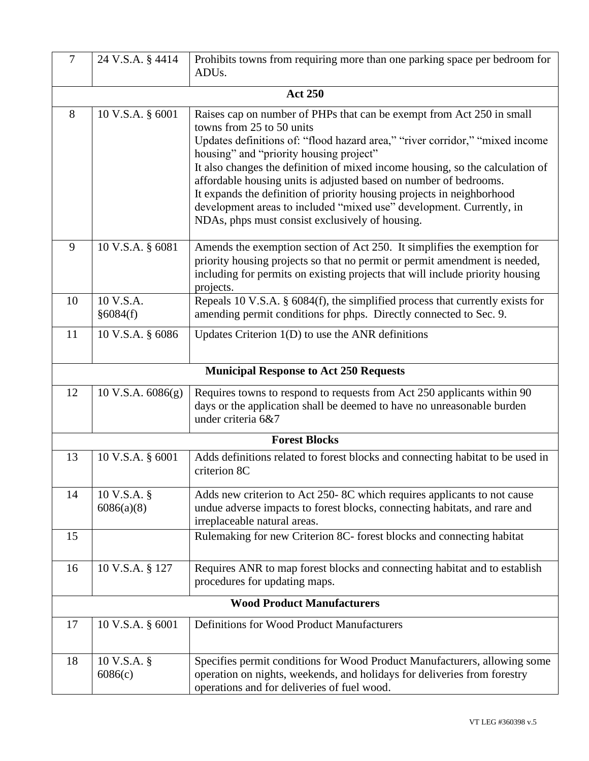| | | |
|---|---|---|
| 7 | 24 V.S.A. § 4414 | Prohibits towns from requiring more than one parking space per bedroom for ADUs. |
| **Act 250** | | |
| 8 | 10 V.S.A. § 6001 | Raises cap on number of PHPs that can be exempt from Act 250 in small towns from 25 to 50 units<br>Updates definitions of: "flood hazard area," "river corridor," "mixed income housing" and "priority housing project"<br>It also changes the definition of mixed income housing, so the calculation of affordable housing units is adjusted based on number of bedrooms.<br>It expands the definition of priority housing projects in neighborhood development areas to included "mixed use" development. Currently, in NDAs, phps must consist exclusively of housing. |
| 9 | 10 V.S.A. § 6081 | Amends the exemption section of Act 250. It simplifies the exemption for priority housing projects so that no permit or permit amendment is needed, including for permits on existing projects that will include priority housing projects. |
| 10 | 10 V.S.A. §6084(f) | Repeals 10 V.S.A. § 6084(f), the simplified process that currently exists for amending permit conditions for phps. Directly connected to Sec. 9. |
| 11 | 10 V.S.A. § 6086 | Updates Criterion 1(D) to use the ANR definitions |
| **Municipal Response to Act 250 Requests** | | |
| 12 | 10 V.S.A. 6086(g) | Requires towns to respond to requests from Act 250 applicants within 90 days or the application shall be deemed to have no unreasonable burden under criteria 6&7 |
| **Forest Blocks** | | |
| 13 | 10 V.S.A. § 6001 | Adds definitions related to forest blocks and connecting habitat to be used in criterion 8C |
| 14 | 10 V.S.A. § 6086(a)(8) | Adds new criterion to Act 250- 8C which requires applicants to not cause undue adverse impacts to forest blocks, connecting habitats, and rare and irreplaceable natural areas. |
| 15 | | Rulemaking for new Criterion 8C- forest blocks and connecting habitat |
| 16 | 10 V.S.A. § 127 | Requires ANR to map forest blocks and connecting habitat and to establish procedures for updating maps. |
| **Wood Product Manufacturers** | | |
| 17 | 10 V.S.A. § 6001 | Definitions for Wood Product Manufacturers |
| 18 | 10 V.S.A. § 6086(c) | Specifies permit conditions for Wood Product Manufacturers, allowing some operation on nights, weekends, and holidays for deliveries from forestry operations and for deliveries of fuel wood. |

VT LEG #360398 v.5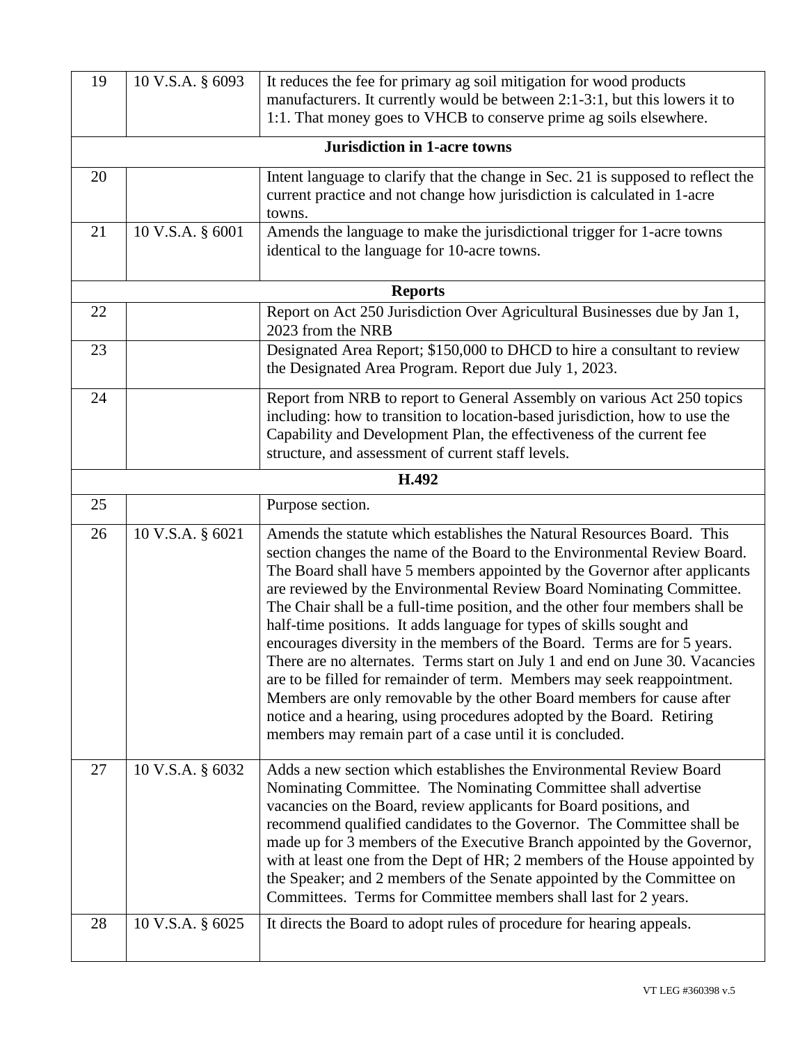| | | |
|---|---|---|
| 19 | 10 V.S.A. § 6093 | It reduces the fee for primary ag soil mitigation for wood products manufacturers. It currently would be between 2:1-3:1, but this lowers it to 1:1. That money goes to VHCB to conserve prime ag soils elsewhere. |
| | | **Jurisdiction in 1-acre towns** |
| 20 | | Intent language to clarify that the change in Sec. 21 is supposed to reflect the current practice and not change how jurisdiction is calculated in 1-acre towns. |
| 21 | 10 V.S.A. § 6001 | Amends the language to make the jurisdictional trigger for 1-acre towns identical to the language for 10-acre towns. |
| | | **Reports** |
| 22 | | Report on Act 250 Jurisdiction Over Agricultural Businesses due by Jan 1, 2023 from the NRB |
| 23 | | Designated Area Report; $150,000 to DHCD to hire a consultant to review the Designated Area Program. Report due July 1, 2023. |
| 24 | | Report from NRB to report to General Assembly on various Act 250 topics including: how to transition to location-based jurisdiction, how to use the Capability and Development Plan, the effectiveness of the current fee structure, and assessment of current staff levels. |
| | | **H.492** |
| 25 | | Purpose section. |
| 26 | 10 V.S.A. § 6021 | Amends the statute which establishes the Natural Resources Board. This section changes the name of the Board to the Environmental Review Board. The Board shall have 5 members appointed by the Governor after applicants are reviewed by the Environmental Review Board Nominating Committee. The Chair shall be a full-time position, and the other four members shall be half-time positions. It adds language for types of skills sought and encourages diversity in the members of the Board. Terms are for 5 years. There are no alternates. Terms start on July 1 and end on June 30. Vacancies are to be filled for remainder of term. Members may seek reappointment. Members are only removable by the other Board members for cause after notice and a hearing, using procedures adopted by the Board. Retiring members may remain part of a case until it is concluded. |
| 27 | 10 V.S.A. § 6032 | Adds a new section which establishes the Environmental Review Board Nominating Committee. The Nominating Committee shall advertise vacancies on the Board, review applicants for Board positions, and recommend qualified candidates to the Governor. The Committee shall be made up for 3 members of the Executive Branch appointed by the Governor, with at least one from the Dept of HR; 2 members of the House appointed by the Speaker; and 2 members of the Senate appointed by the Committee on Committees. Terms for Committee members shall last for 2 years. |
| 28 | 10 V.S.A. § 6025 | It directs the Board to adopt rules of procedure for hearing appeals. |

VT LEG #360398 v.5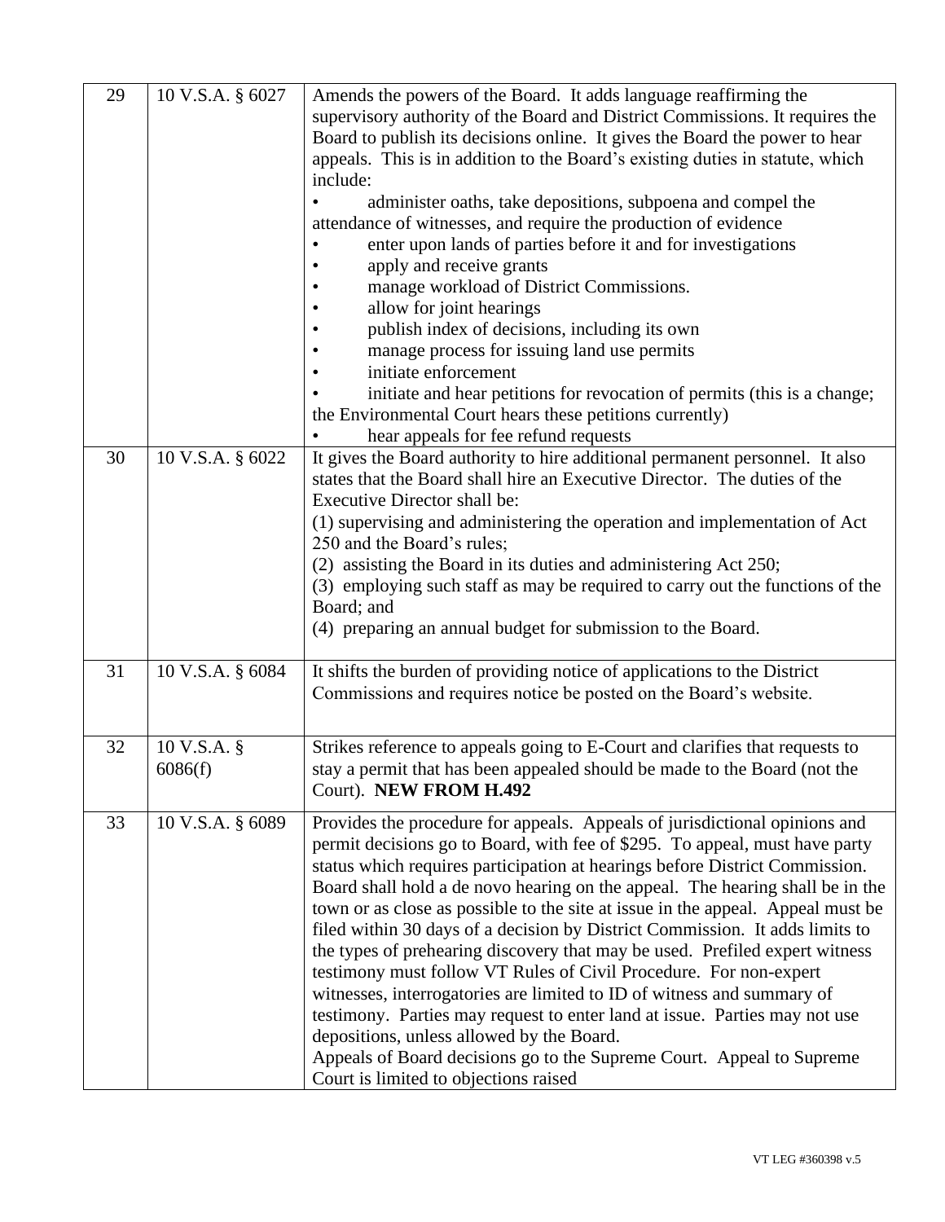| | | |
|---|---|---|
| 29 | 10 V.S.A. § 6027 | Amends the powers of the Board. It adds language reaffirming the supervisory authority of the Board and District Commissions. It requires the Board to publish its decisions online. It gives the Board the power to hear appeals. This is in addition to the Board's existing duties in statute, which include:<br>• administer oaths, take depositions, subpoena and compel the attendance of witnesses, and require the production of evidence<br>• enter upon lands of parties before it and for investigations<br>• apply and receive grants<br>• manage workload of District Commissions.<br>• allow for joint hearings<br>• publish index of decisions, including its own<br>• manage process for issuing land use permits<br>• initiate enforcement<br>• initiate and hear petitions for revocation of permits (this is a change; the Environmental Court hears these petitions currently)<br>• hear appeals for fee refund requests |
| 30 | 10 V.S.A. § 6022 | It gives the Board authority to hire additional permanent personnel. It also states that the Board shall hire an Executive Director. The duties of the Executive Director shall be:<br>(1) supervising and administering the operation and implementation of Act 250 and the Board's rules;<br>(2) assisting the Board in its duties and administering Act 250;<br>(3) employing such staff as may be required to carry out the functions of the Board; and<br>(4) preparing an annual budget for submission to the Board. |
| 31 | 10 V.S.A. § 6084 | It shifts the burden of providing notice of applications to the District Commissions and requires notice be posted on the Board's website. |
| 32 | 10 V.S.A. § 6086(f) | Strikes reference to appeals going to E-Court and clarifies that requests to stay a permit that has been appealed should be made to the Board (not the Court). **NEW FROM H.492** |
| 33 | 10 V.S.A. § 6089 | Provides the procedure for appeals. Appeals of jurisdictional opinions and permit decisions go to Board, with fee of $295. To appeal, must have party status which requires participation at hearings before District Commission. Board shall hold a de novo hearing on the appeal. The hearing shall be in the town or as close as possible to the site at issue in the appeal. Appeal must be filed within 30 days of a decision by District Commission. It adds limits to the types of prehearing discovery that may be used. Prefiled expert witness testimony must follow VT Rules of Civil Procedure. For non-expert witnesses, interrogatories are limited to ID of witness and summary of testimony. Parties may request to enter land at issue. Parties may not use depositions, unless allowed by the Board.<br>Appeals of Board decisions go to the Supreme Court. Appeal to Supreme Court is limited to objections raised |

VT LEG #360398 v.5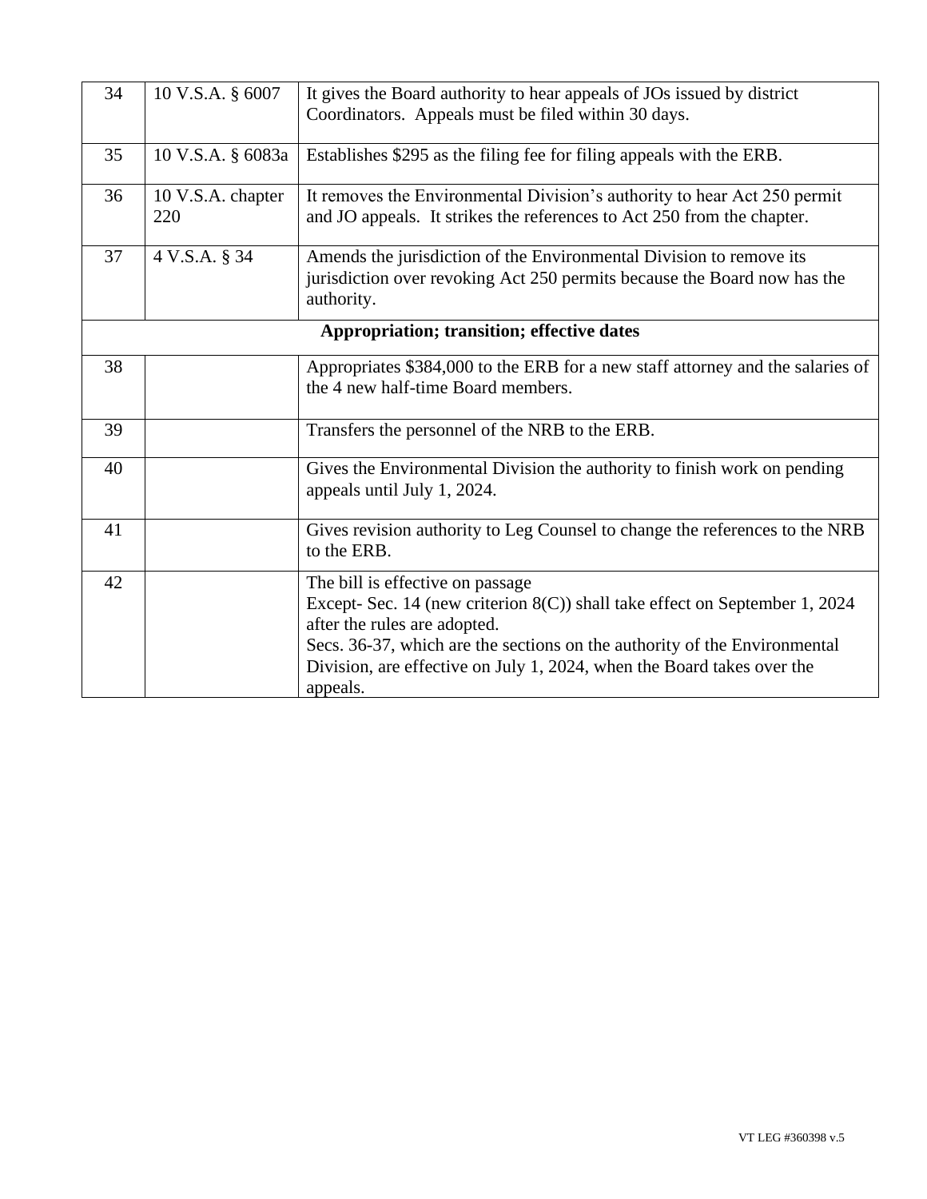| | | |
|---|---|---|
| 34 | 10 V.S.A. § 6007 | It gives the Board authority to hear appeals of JOs issued by district Coordinators. Appeals must be filed within 30 days. |
| 35 | 10 V.S.A. § 6083a | Establishes $295 as the filing fee for filing appeals with the ERB. |
| 36 | 10 V.S.A. chapter 220 | It removes the Environmental Division's authority to hear Act 250 permit and JO appeals. It strikes the references to Act 250 from the chapter. |
| 37 | 4 V.S.A. § 34 | Amends the jurisdiction of the Environmental Division to remove its jurisdiction over revoking Act 250 permits because the Board now has the authority. |
| **Appropriation; transition; effective dates** | | |
| 38 | | Appropriates $384,000 to the ERB for a new staff attorney and the salaries of the 4 new half-time Board members. |
| 39 | | Transfers the personnel of the NRB to the ERB. |
| 40 | | Gives the Environmental Division the authority to finish work on pending appeals until July 1, 2024. |
| 41 | | Gives revision authority to Leg Counsel to change the references to the NRB to the ERB. |
| 42 | | The bill is effective on passage<br>Except- Sec. 14 (new criterion 8(C)) shall take effect on September 1, 2024 after the rules are adopted.<br>Secs. 36-37, which are the sections on the authority of the Environmental Division, are effective on July 1, 2024, when the Board takes over the appeals. |

VT LEG #360398 v.5